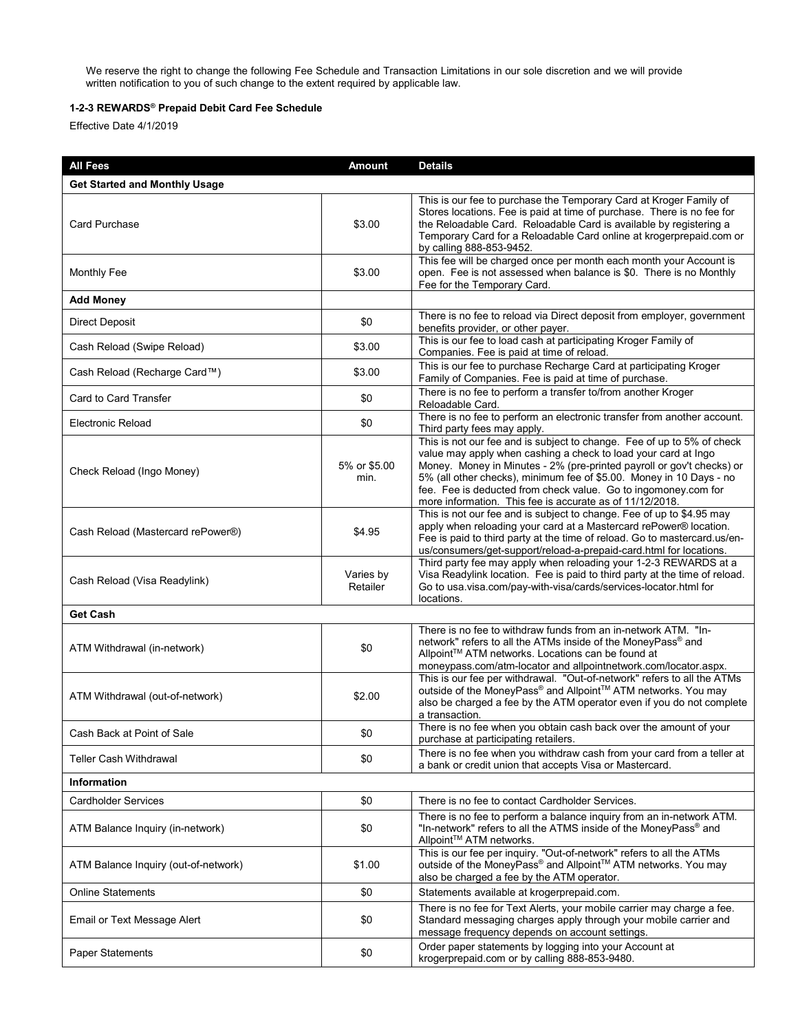We reserve the right to change the following Fee Schedule and Transaction Limitations in our sole discretion and we will provide written notification to you of such change to the extent required by applicable law.

**1-2-3 REWARDS® Prepaid Debit Card Fee Schedule**

Effective Date 4/1/2019

| All Fees | Amount | Details |
|---|---|---|
| **Get Started and Monthly Usage** | | |
| Card Purchase | $3.00 | This is our fee to purchase the Temporary Card at Kroger Family of Stores locations. Fee is paid at time of purchase. There is no fee for the Reloadable Card. Reloadable Card is available by registering a Temporary Card for a Reloadable Card online at krogerprepaid.com or by calling 888-853-9452. |
| Monthly Fee | $3.00 | This fee will be charged once per month each month your Account is open. Fee is not assessed when balance is $0. There is no Monthly Fee for the Temporary Card. |
| **Add Money** | | |
| Direct Deposit | $0 | There is no fee to reload via Direct deposit from employer, government benefits provider, or other payer. |
| Cash Reload (Swipe Reload) | $3.00 | This is our fee to load cash at participating Kroger Family of Companies. Fee is paid at time of reload. |
| Cash Reload (Recharge Card™) | $3.00 | This is our fee to purchase Recharge Card at participating Kroger Family of Companies. Fee is paid at time of purchase. |
| Card to Card Transfer | $0 | There is no fee to perform a transfer to/from another Kroger Reloadable Card. |
| Electronic Reload | $0 | There is no fee to perform an electronic transfer from another account. Third party fees may apply. |
| Check Reload (Ingo Money) | 5% or $5.00 min. | This is not our fee and is subject to change. Fee of up to 5% of check value may apply when cashing a check to load your card at Ingo Money. Money in Minutes - 2% (pre-printed payroll or gov't checks) or 5% (all other checks), minimum fee of $5.00. Money in 10 Days - no fee. Fee is deducted from check value. Go to ingomoney.com for more information. This fee is accurate as of 11/12/2018. |
| Cash Reload (Mastercard rePower®) | $4.95 | This is not our fee and is subject to change. Fee of up to $4.95 may apply when reloading your card at a Mastercard rePower® location. Fee is paid to third party at the time of reload. Go to mastercard.us/en-us/consumers/get-support/reload-a-prepaid-card.html for locations. |
| Cash Reload (Visa Readylink) | Varies by Retailer | Third party fee may apply when reloading your 1-2-3 REWARDS at a Visa Readylink location. Fee is paid to third party at the time of reload. Go to usa.visa.com/pay-with-visa/cards/services-locator.html for locations. |
| **Get Cash** | | |
| ATM Withdrawal (in-network) | $0 | There is no fee to withdraw funds from an in-network ATM. "In-network" refers to all the ATMs inside of the MoneyPass® and Allpoint™ ATM networks. Locations can be found at moneypass.com/atm-locator and allpointnetwork.com/locator.aspx. |
| ATM Withdrawal (out-of-network) | $2.00 | This is our fee per withdrawal. "Out-of-network" refers to all the ATMs outside of the MoneyPass® and Allpoint™ ATM networks. You may also be charged a fee by the ATM operator even if you do not complete a transaction. |
| Cash Back at Point of Sale | $0 | There is no fee when you obtain cash back over the amount of your purchase at participating retailers. |
| Teller Cash Withdrawal | $0 | There is no fee when you withdraw cash from your card from a teller at a bank or credit union that accepts Visa or Mastercard. |
| **Information** | | |
| Cardholder Services | $0 | There is no fee to contact Cardholder Services. |
| ATM Balance Inquiry (in-network) | $0 | There is no fee to perform a balance inquiry from an in-network ATM. "In-network" refers to all the ATMS inside of the MoneyPass® and Allpoint™ ATM networks. |
| ATM Balance Inquiry (out-of-network) | $1.00 | This is our fee per inquiry. "Out-of-network" refers to all the ATMs outside of the MoneyPass® and Allpoint™ ATM networks. You may also be charged a fee by the ATM operator. |
| Online Statements | $0 | Statements available at krogerprepaid.com. |
| Email or Text Message Alert | $0 | There is no fee for Text Alerts, your mobile carrier may charge a fee. Standard messaging charges apply through your mobile carrier and message frequency depends on account settings. |
| Paper Statements | $0 | Order paper statements by logging into your Account at krogerprepaid.com or by calling 888-853-9480. |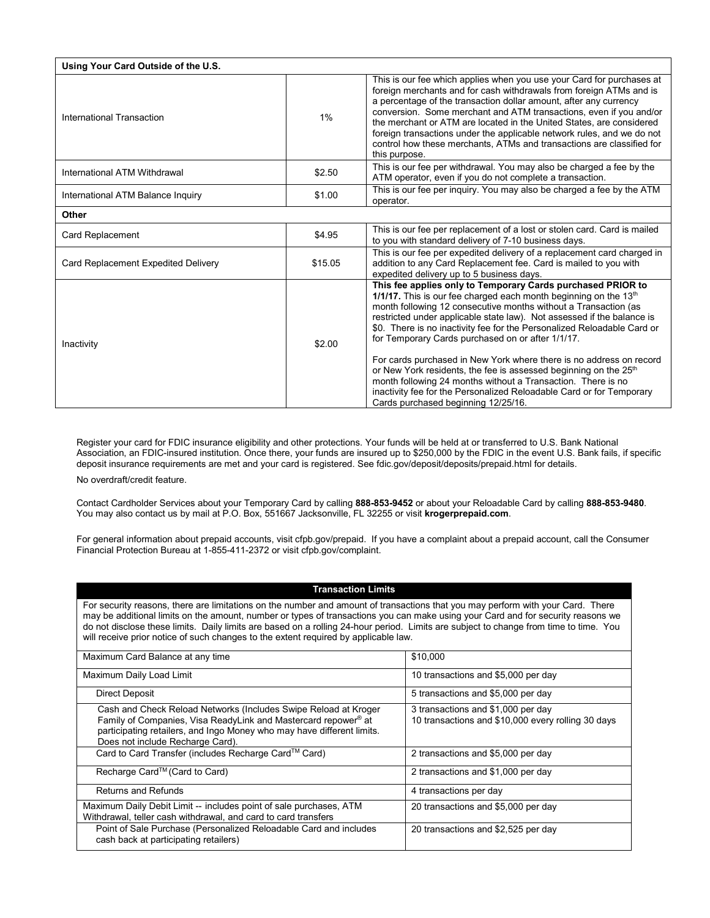| Using Your Card Outside of the U.S. | | |
|---|---|---|
| International Transaction | 1% | This is our fee which applies when you use your Card for purchases at foreign merchants and for cash withdrawals from foreign ATMs and is a percentage of the transaction dollar amount, after any currency conversion. Some merchant and ATM transactions, even if you and/or the merchant or ATM are located in the United States, are considered foreign transactions under the applicable network rules, and we do not control how these merchants, ATMs and transactions are classified for this purpose. |
| International ATM Withdrawal | $2.50 | This is our fee per withdrawal. You may also be charged a fee by the ATM operator, even if you do not complete a transaction. |
| International ATM Balance Inquiry | $1.00 | This is our fee per inquiry. You may also be charged a fee by the ATM operator. |
| **Other** | | |
| Card Replacement | $4.95 | This is our fee per replacement of a lost or stolen card. Card is mailed to you with standard delivery of 7-10 business days. |
| Card Replacement Expedited Delivery | $15.05 | This is our fee per expedited delivery of a replacement card charged in addition to any Card Replacement fee. Card is mailed to you with expedited delivery up to 5 business days. |
| Inactivity | $2.00 | **This fee applies only to Temporary Cards purchased PRIOR to 1/1/17.** This is our fee charged each month beginning on the 13th month following 12 consecutive months without a Transaction (as restricted under applicable state law). Not assessed if the balance is $0. There is no inactivity fee for the Personalized Reloadable Card or for Temporary Cards purchased on or after 1/1/17. <br><br> For cards purchased in New York where there is no address on record or New York residents, the fee is assessed beginning on the 25th month following 24 months without a Transaction. There is no inactivity fee for the Personalized Reloadable Card or for Temporary Cards purchased beginning 12/25/16. |

Register your card for FDIC insurance eligibility and other protections. Your funds will be held at or transferred to U.S. Bank National Association, an FDIC-insured institution. Once there, your funds are insured up to $250,000 by the FDIC in the event U.S. Bank fails, if specific deposit insurance requirements are met and your card is registered. See fdic.gov/deposit/deposits/prepaid.html for details.

No overdraft/credit feature.

Contact Cardholder Services about your Temporary Card by calling **888-853-9452** or about your Reloadable Card by calling **888-853-9480**. You may also contact us by mail at P.O. Box, 551667 Jacksonville, FL 32255 or visit **krogerprepaid.com**.

For general information about prepaid accounts, visit cfpb.gov/prepaid. If you have a complaint about a prepaid account, call the Consumer Financial Protection Bureau at 1-855-411-2372 or visit cfpb.gov/complaint.

| Transaction Limits | |
|---|---|
| For security reasons, there are limitations on the number and amount of transactions that you may perform with your Card. There may be additional limits on the amount, number or types of transactions you can make using your Card and for security reasons we do not disclose these limits. Daily limits are based on a rolling 24-hour period. Limits are subject to change from time to time. You will receive prior notice of such changes to the extent required by applicable law. | |
| Maximum Card Balance at any time | $10,000 |
| Maximum Daily Load Limit | 10 transactions and $5,000 per day |
| Direct Deposit | 5 transactions and $5,000 per day |
| Cash and Check Reload Networks (Includes Swipe Reload at Kroger Family of Companies, Visa ReadyLink and Mastercard repower® at participating retailers, and Ingo Money who may have different limits. Does not include Recharge Card). | 3 transactions and $1,000 per day<br>10 transactions and $10,000 every rolling 30 days |
| Card to Card Transfer (includes Recharge Card™ Card) | 2 transactions and $5,000 per day |
| Recharge Card™ (Card to Card) | 2 transactions and $1,000 per day |
| Returns and Refunds | 4 transactions per day |
| Maximum Daily Debit Limit -- includes point of sale purchases, ATM Withdrawal, teller cash withdrawal, and card to card transfers | 20 transactions and $5,000 per day |
| Point of Sale Purchase (Personalized Reloadable Card and includes cash back at participating retailers) | 20 transactions and $2,525 per day |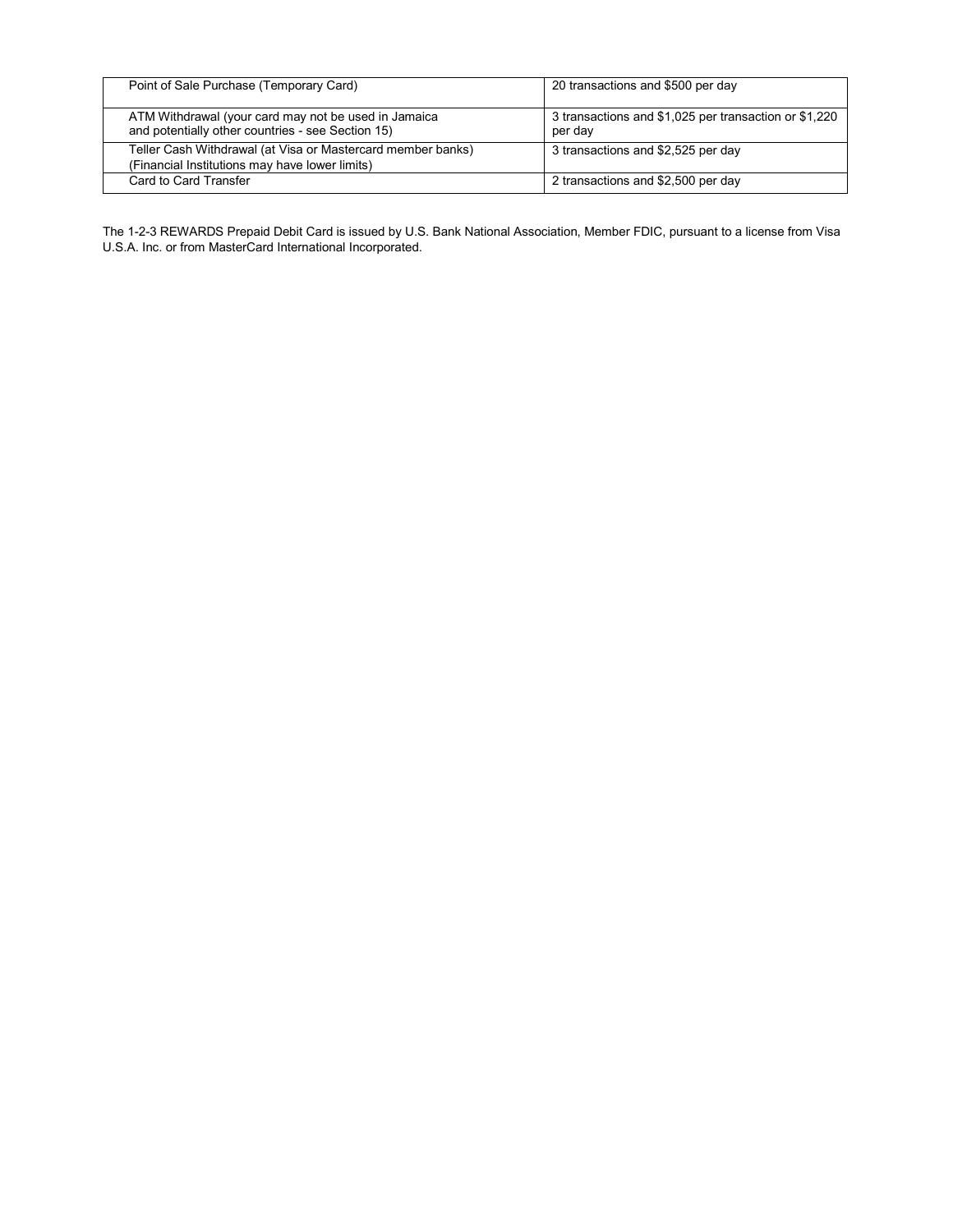| Point of Sale Purchase (Temporary Card) | 20 transactions and $500 per day |
|---|---|
| ATM Withdrawal (your card may not be used in Jamaica and potentially other countries - see Section 15) | 3 transactions and $1,025 per transaction or $1,220 per day |
| Teller Cash Withdrawal (at Visa or Mastercard member banks) (Financial Institutions may have lower limits) | 3 transactions and $2,525 per day |
| Card to Card Transfer | 2 transactions and $2,500 per day |

The 1-2-3 REWARDS Prepaid Debit Card is issued by U.S. Bank National Association, Member FDIC, pursuant to a license from Visa U.S.A. Inc. or from MasterCard International Incorporated.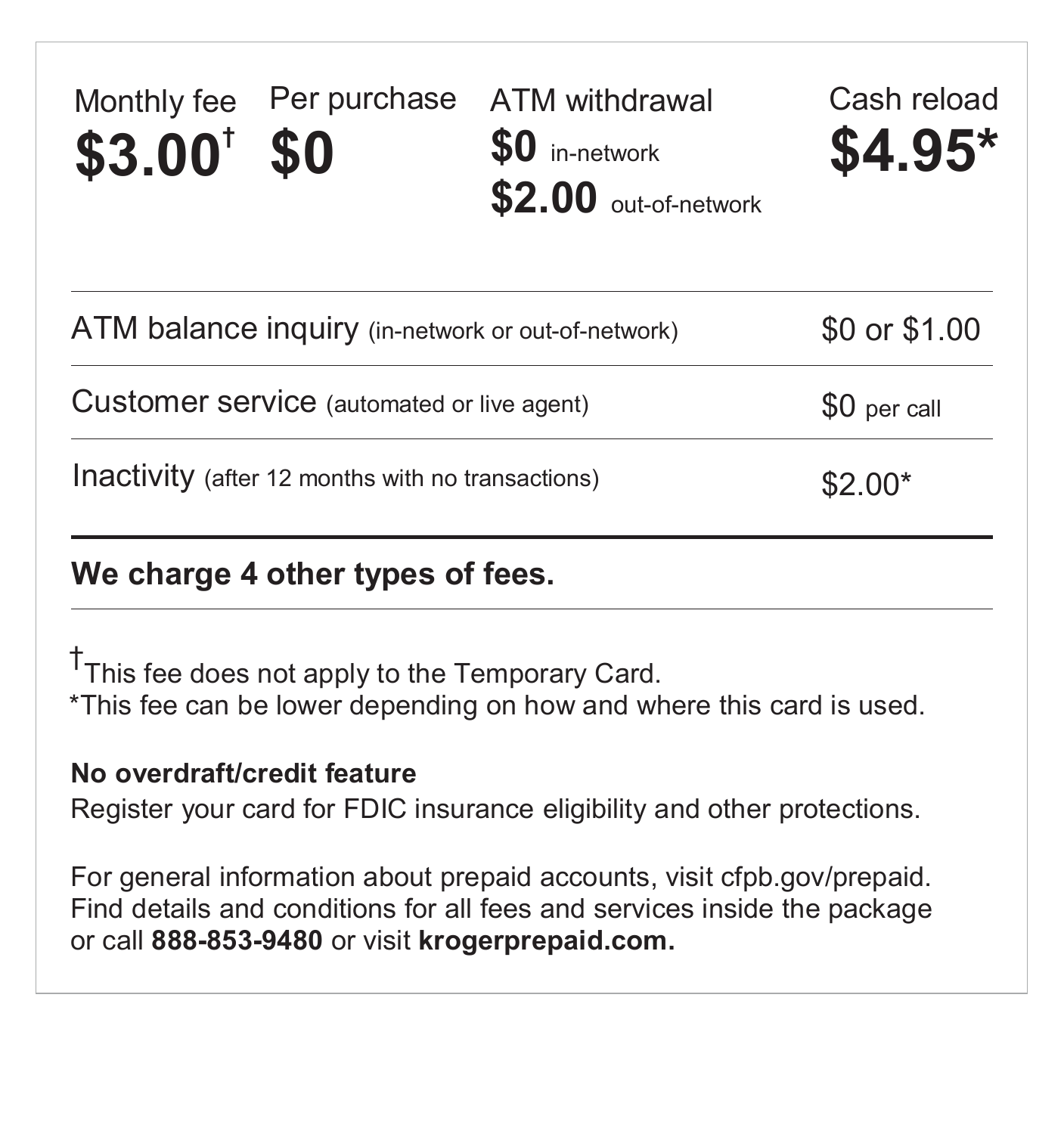| Monthly fee | Per purchase | ATM withdrawal | Cash reload |
| --- | --- | --- | --- |
| **$3.00**† | **$0** | **$0** in-network<br>**$2.00** out-of-network | **$4.95***  |

| | |
| --- | --- |
| ATM balance inquiry (in-network or out-of-network) | $0 or $1.00 |
| Customer service (automated or live agent) | $0 per call |
| Inactivity (after 12 months with no transactions) | $2.00* |

**We charge 4 other types of fees.**

†This fee does not apply to the Temporary Card.
*This fee can be lower depending on how and where this card is used.

**No overdraft/credit feature**
Register your card for FDIC insurance eligibility and other protections.

For general information about prepaid accounts, visit cfpb.gov/prepaid.
Find details and conditions for all fees and services inside the package or call **888-853-9480** or visit **krogerprepaid.com.**